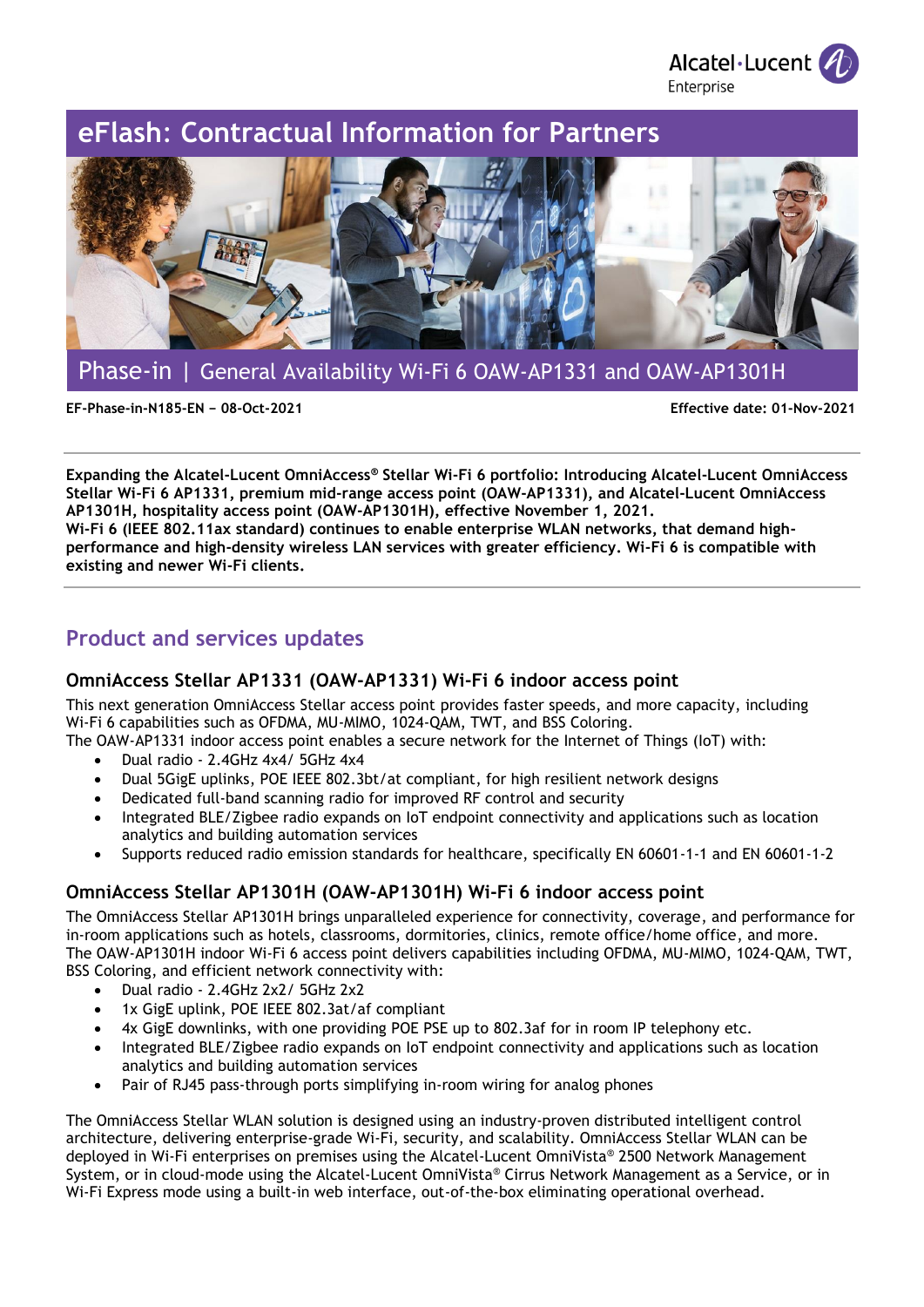Alcatel·Lucent Enterprise

# eFlash: Contractual Information for Partners

## Phase-in | General Availability Wi-Fi 6 OAW-AP1331 and OAW-AP1301H

**EF-Phase-in-N185-EN – 08-Oct-2021** **Effective date: 01-Nov-2021**

---

**Expanding the Alcatel-Lucent OmniAccess® Stellar Wi-Fi 6 portfolio: Introducing Alcatel-Lucent OmniAccess Stellar Wi-Fi 6 AP1331, premium mid-range access point (OAW-AP1331), and Alcatel-Lucent OmniAccess AP1301H, hospitality access point (OAW-AP1301H), effective November 1, 2021.**
**Wi-Fi 6 (IEEE 802.11ax standard) continues to enable enterprise WLAN networks, that demand high-performance and high-density wireless LAN services with greater efficiency. Wi-Fi 6 is compatible with existing and newer Wi-Fi clients.**

---

## Product and services updates

### OmniAccess Stellar AP1331 (OAW-AP1331) Wi-Fi 6 indoor access point

This next generation OmniAccess Stellar access point provides faster speeds, and more capacity, including Wi-Fi 6 capabilities such as OFDMA, MU-MIMO, 1024-QAM, TWT, and BSS Coloring.
The OAW-AP1331 indoor access point enables a secure network for the Internet of Things (IoT) with:

- Dual radio - 2.4GHz 4x4/ 5GHz 4x4
- Dual 5GigE uplinks, POE IEEE 802.3bt/at compliant, for high resilient network designs
- Dedicated full-band scanning radio for improved RF control and security
- Integrated BLE/Zigbee radio expands on IoT endpoint connectivity and applications such as location analytics and building automation services
- Supports reduced radio emission standards for healthcare, specifically EN 60601-1-1 and EN 60601-1-2

### OmniAccess Stellar AP1301H (OAW-AP1301H) Wi-Fi 6 indoor access point

The OmniAccess Stellar AP1301H brings unparalleled experience for connectivity, coverage, and performance for in-room applications such as hotels, classrooms, dormitories, clinics, remote office/home office, and more.
The OAW-AP1301H indoor Wi-Fi 6 access point delivers capabilities including OFDMA, MU-MIMO, 1024-QAM, TWT, BSS Coloring, and efficient network connectivity with:

- Dual radio - 2.4GHz 2x2/ 5GHz 2x2
- 1x GigE uplink, POE IEEE 802.3at/af compliant
- 4x GigE downlinks, with one providing POE PSE up to 802.3af for in room IP telephony etc.
- Integrated BLE/Zigbee radio expands on IoT endpoint connectivity and applications such as location analytics and building automation services
- Pair of RJ45 pass-through ports simplifying in-room wiring for analog phones

The OmniAccess Stellar WLAN solution is designed using an industry-proven distributed intelligent control architecture, delivering enterprise-grade Wi-Fi, security, and scalability. OmniAccess Stellar WLAN can be deployed in Wi-Fi enterprises on premises using the Alcatel-Lucent OmniVista® 2500 Network Management System, or in cloud-mode using the Alcatel-Lucent OmniVista® Cirrus Network Management as a Service, or in Wi-Fi Express mode using a built-in web interface, out-of-the-box eliminating operational overhead.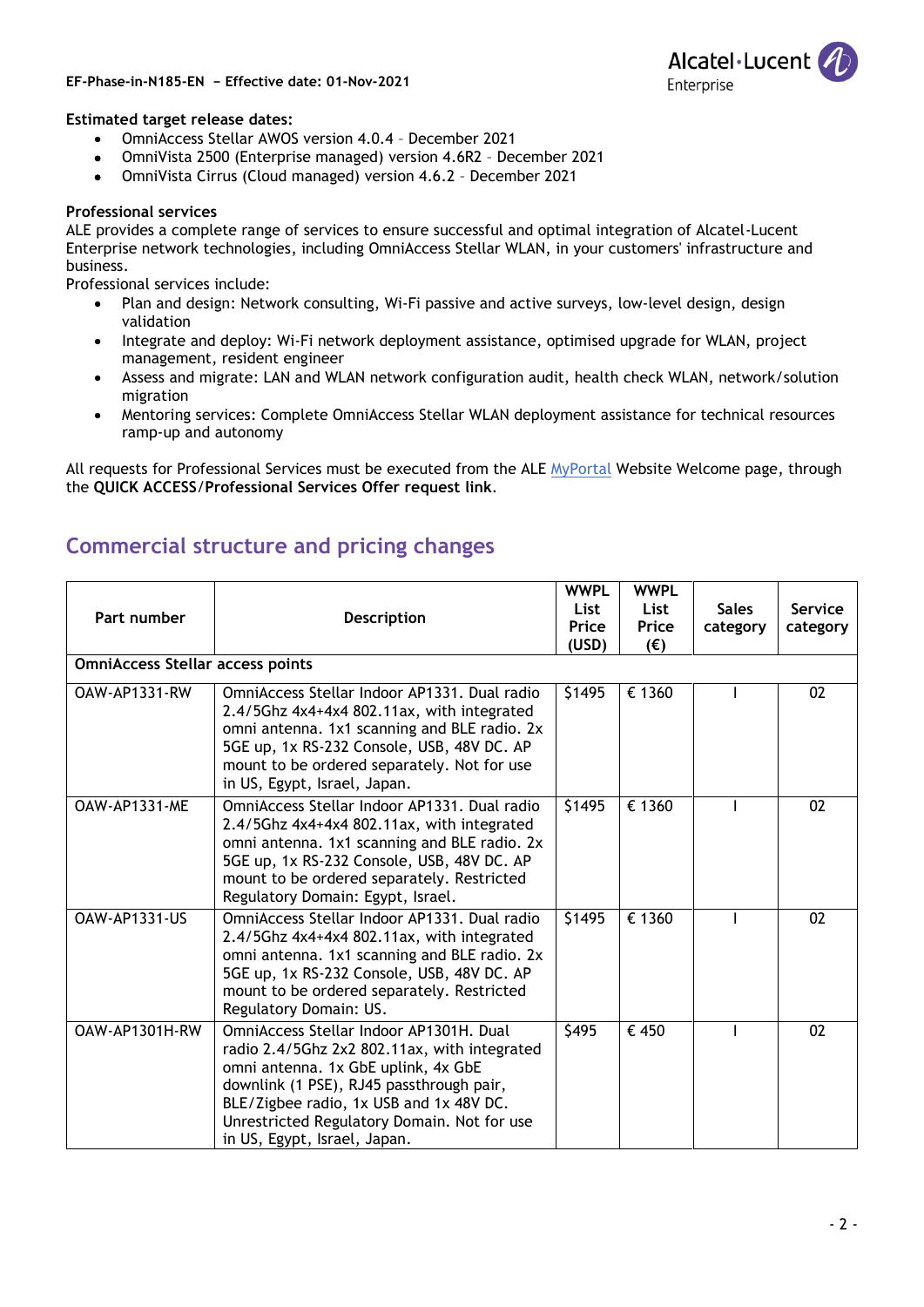**Estimated target release dates:**

- OmniAccess Stellar AWOS version 4.0.4 – December 2021
- OmniVista 2500 (Enterprise managed) version 4.6R2 – December 2021
- OmniVista Cirrus (Cloud managed) version 4.6.2 – December 2021

**Professional services**

ALE provides a complete range of services to ensure successful and optimal integration of Alcatel-Lucent Enterprise network technologies, including OmniAccess Stellar WLAN, in your customers' infrastructure and business.

Professional services include:

- Plan and design: Network consulting, Wi-Fi passive and active surveys, low-level design, design validation
- Integrate and deploy: Wi-Fi network deployment assistance, optimised upgrade for WLAN, project management, resident engineer
- Assess and migrate: LAN and WLAN network configuration audit, health check WLAN, network/solution migration
- Mentoring services: Complete OmniAccess Stellar WLAN deployment assistance for technical resources ramp-up and autonomy

All requests for Professional Services must be executed from the ALE MyPortal Website Welcome page, through the **QUICK ACCESS/Professional Services Offer request link**.

## Commercial structure and pricing changes

| Part number | Description | WWPL List Price (USD) | WWPL List Price (€) | Sales category | Service category |
|---|---|---|---|---|---|
| **OmniAccess Stellar access points** | | | | | |
| OAW-AP1331-RW | OmniAccess Stellar Indoor AP1331. Dual radio 2.4/5Ghz 4x4+4x4 802.11ax, with integrated omni antenna. 1x1 scanning and BLE radio. 2x 5GE up, 1x RS-232 Console, USB, 48V DC. AP mount to be ordered separately. Not for use in US, Egypt, Israel, Japan. | $1495 | € 1360 | I | 02 |
| OAW-AP1331-ME | OmniAccess Stellar Indoor AP1331. Dual radio 2.4/5Ghz 4x4+4x4 802.11ax, with integrated omni antenna. 1x1 scanning and BLE radio. 2x 5GE up, 1x RS-232 Console, USB, 48V DC. AP mount to be ordered separately. Restricted Regulatory Domain: Egypt, Israel. | $1495 | € 1360 | I | 02 |
| OAW-AP1331-US | OmniAccess Stellar Indoor AP1331. Dual radio 2.4/5Ghz 4x4+4x4 802.11ax, with integrated omni antenna. 1x1 scanning and BLE radio. 2x 5GE up, 1x RS-232 Console, USB, 48V DC. AP mount to be ordered separately. Restricted Regulatory Domain: US. | $1495 | € 1360 | I | 02 |
| OAW-AP1301H-RW | OmniAccess Stellar Indoor AP1301H. Dual radio 2.4/5Ghz 2x2 802.11ax, with integrated omni antenna. 1x GbE uplink, 4x GbE downlink (1 PSE), RJ45 passthrough pair, BLE/Zigbee radio, 1x USB and 1x 48V DC. Unrestricted Regulatory Domain. Not for use in US, Egypt, Israel, Japan. | $495 | € 450 | I | 02 |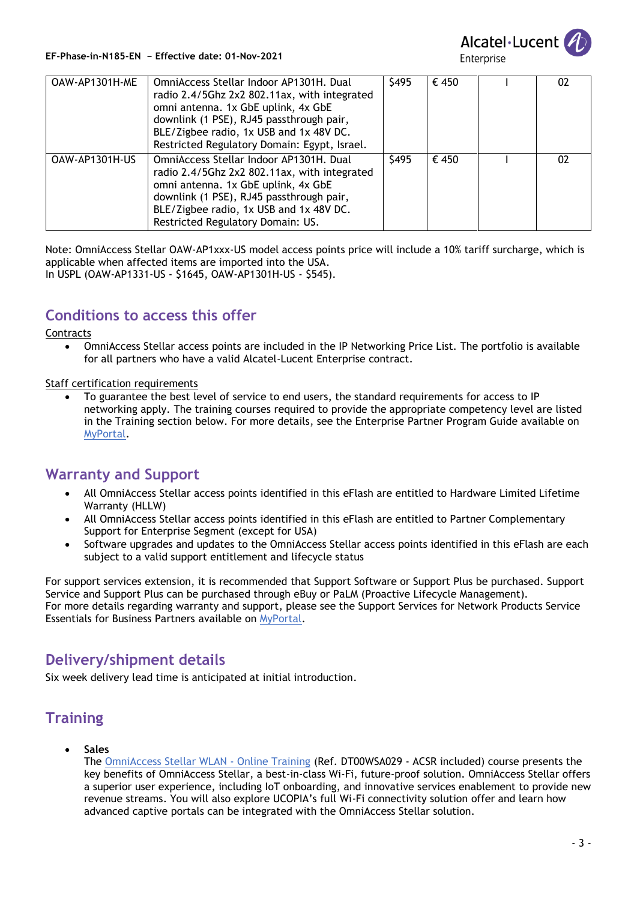| OAW-AP1301H-ME | OmniAccess Stellar Indoor AP1301H. Dual radio 2.4/5Ghz 2x2 802.11ax, with integrated omni antenna. 1x GbE uplink, 4x GbE downlink (1 PSE), RJ45 passthrough pair, BLE/Zigbee radio, 1x USB and 1x 48V DC. Restricted Regulatory Domain: Egypt, Israel. | $495 | € 450 | I | 02 |
|---|---|---|---|---|---|
| OAW-AP1301H-US | OmniAccess Stellar Indoor AP1301H. Dual radio 2.4/5Ghz 2x2 802.11ax, with integrated omni antenna. 1x GbE uplink, 4x GbE downlink (1 PSE), RJ45 passthrough pair, BLE/Zigbee radio, 1x USB and 1x 48V DC. Restricted Regulatory Domain: US. | $495 | € 450 | I | 02 |

Note: OmniAccess Stellar OAW-AP1xxx-US model access points price will include a 10% tariff surcharge, which is applicable when affected items are imported into the USA.
In USPL (OAW-AP1331-US - $1645, OAW-AP1301H-US - $545).

## Conditions to access this offer

Contracts

- OmniAccess Stellar access points are included in the IP Networking Price List. The portfolio is available for all partners who have a valid Alcatel-Lucent Enterprise contract.

Staff certification requirements

- To guarantee the best level of service to end users, the standard requirements for access to IP networking apply. The training courses required to provide the appropriate competency level are listed in the Training section below. For more details, see the Enterprise Partner Program Guide available on MyPortal.

## Warranty and Support

- All OmniAccess Stellar access points identified in this eFlash are entitled to Hardware Limited Lifetime Warranty (HLLW)
- All OmniAccess Stellar access points identified in this eFlash are entitled to Partner Complementary Support for Enterprise Segment (except for USA)
- Software upgrades and updates to the OmniAccess Stellar access points identified in this eFlash are each subject to a valid support entitlement and lifecycle status

For support services extension, it is recommended that Support Software or Support Plus be purchased. Support Service and Support Plus can be purchased through eBuy or PaLM (Proactive Lifecycle Management).
For more details regarding warranty and support, please see the Support Services for Network Products Service Essentials for Business Partners available on MyPortal.

## Delivery/shipment details

Six week delivery lead time is anticipated at initial introduction.

## Training

- **Sales**
  The OmniAccess Stellar WLAN - Online Training (Ref. DT00WSA029 - ACSR included) course presents the key benefits of OmniAccess Stellar, a best-in-class Wi-Fi, future-proof solution. OmniAccess Stellar offers a superior user experience, including IoT onboarding, and innovative services enablement to provide new revenue streams. You will also explore UCOPIA's full Wi-Fi connectivity solution offer and learn how advanced captive portals can be integrated with the OmniAccess Stellar solution.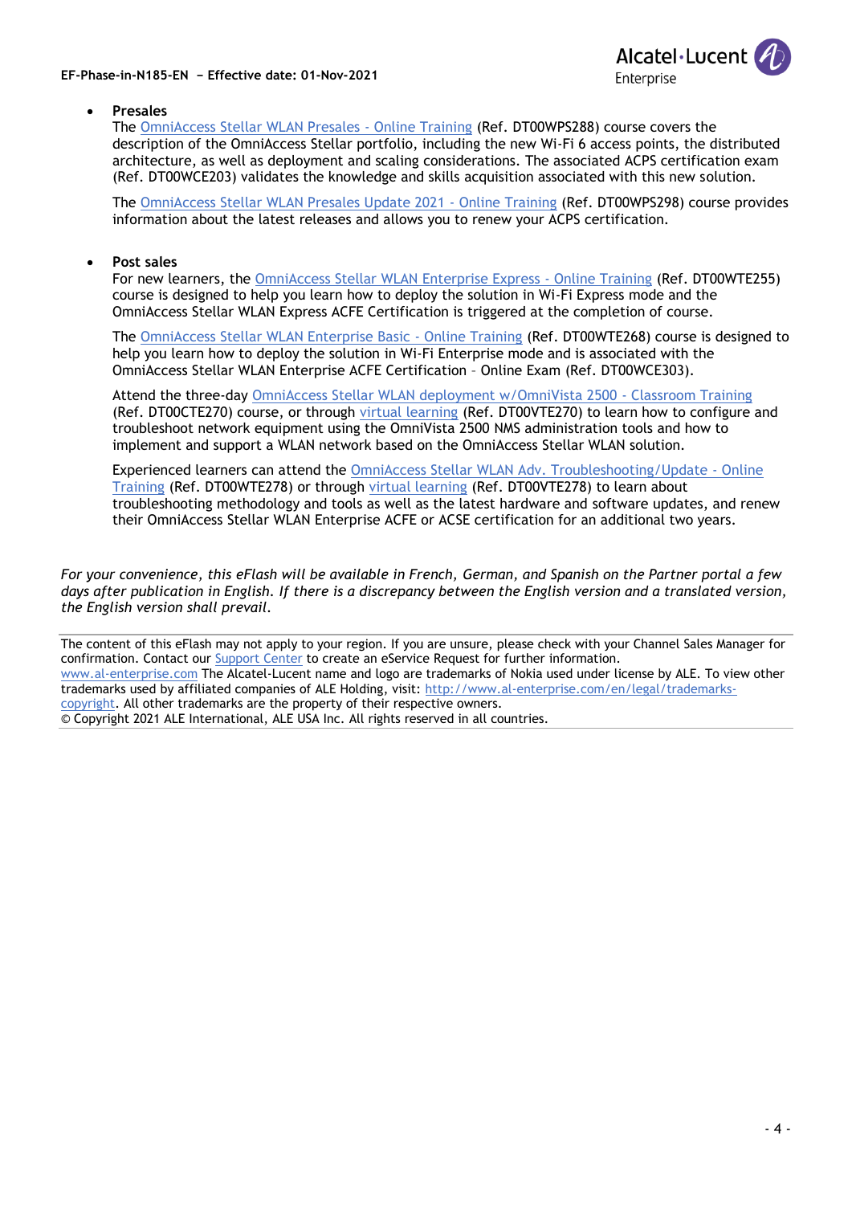- **Presales**
  The OmniAccess Stellar WLAN Presales - Online Training (Ref. DT00WPS288) course covers the description of the OmniAccess Stellar portfolio, including the new Wi-Fi 6 access points, the distributed architecture, as well as deployment and scaling considerations. The associated ACPS certification exam (Ref. DT00WCE203) validates the knowledge and skills acquisition associated with this new solution.

  The OmniAccess Stellar WLAN Presales Update 2021 - Online Training (Ref. DT00WPS298) course provides information about the latest releases and allows you to renew your ACPS certification.

- **Post sales**
  For new learners, the OmniAccess Stellar WLAN Enterprise Express - Online Training (Ref. DT00WTE255) course is designed to help you learn how to deploy the solution in Wi-Fi Express mode and the OmniAccess Stellar WLAN Express ACFE Certification is triggered at the completion of course.

  The OmniAccess Stellar WLAN Enterprise Basic - Online Training (Ref. DT00WTE268) course is designed to help you learn how to deploy the solution in Wi-Fi Enterprise mode and is associated with the OmniAccess Stellar WLAN Enterprise ACFE Certification – Online Exam (Ref. DT00WCE303).

  Attend the three-day OmniAccess Stellar WLAN deployment w/OmniVista 2500 - Classroom Training (Ref. DT00CTE270) course, or through virtual learning (Ref. DT00VTE270) to learn how to configure and troubleshoot network equipment using the OmniVista 2500 NMS administration tools and how to implement and support a WLAN network based on the OmniAccess Stellar WLAN solution.

  Experienced learners can attend the OmniAccess Stellar WLAN Adv. Troubleshooting/Update - Online Training (Ref. DT00WTE278) or through virtual learning (Ref. DT00VTE278) to learn about troubleshooting methodology and tools as well as the latest hardware and software updates, and renew their OmniAccess Stellar WLAN Enterprise ACFE or ACSE certification for an additional two years.

*For your convenience, this eFlash will be available in French, German, and Spanish on the Partner portal a few days after publication in English. If there is a discrepancy between the English version and a translated version, the English version shall prevail.*

---

The content of this eFlash may not apply to your region. If you are unsure, please check with your Channel Sales Manager for confirmation. Contact our Support Center to create an eService Request for further information.
www.al-enterprise.com The Alcatel-Lucent name and logo are trademarks of Nokia used under license by ALE. To view other trademarks used by affiliated companies of ALE Holding, visit: http://www.al-enterprise.com/en/legal/trademarks-copyright. All other trademarks are the property of their respective owners.
© Copyright 2021 ALE International, ALE USA Inc. All rights reserved in all countries.